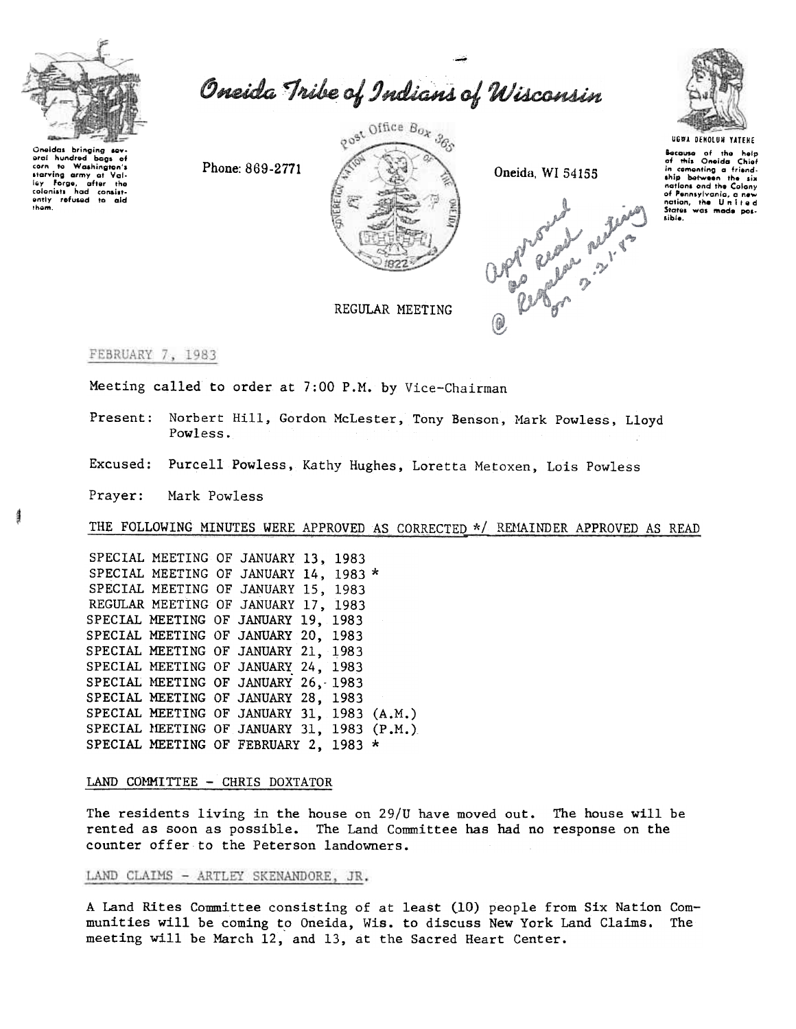# Oneida Tribe of Indians of Wisconsin

Oneidas bringing several hundred bags of corn to Washington's starving army at Valley Forge, after the colonists had consistently refused to aid them.

Phone: 869-2771

Post Office Box 365

Oneida, WI 54155

UGWA DEHOLUH YATEHE

Because of the help of this Oneida Chief in cementing a friendship between the six nations and the Colony of Pennsylvania, a new nation, the United States was made possible.

Approved as read @ Regular meeting on 2-21-83

REGULAR MEETING

FEBRUARY 7, 1983

Meeting called to order at 7:00 P.M. by Vice-Chairman

Present: Norbert Hill, Gordon McLester, Tony Benson, Mark Powless, Lloyd Powless.

Excused: Purcell Powless, Kathy Hughes, Loretta Metoxen, Lois Powless

Prayer: Mark Powless

THE FOLLOWING MINUTES WERE APPROVED AS CORRECTED */ REMAINDER APPROVED AS READ

SPECIAL MEETING OF JANUARY 13, 1983
SPECIAL MEETING OF JANUARY 14, 1983 *
SPECIAL MEETING OF JANUARY 15, 1983
REGULAR MEETING OF JANUARY 17, 1983
SPECIAL MEETING OF JANUARY 19, 1983
SPECIAL MEETING OF JANUARY 20, 1983
SPECIAL MEETING OF JANUARY 21, 1983
SPECIAL MEETING OF JANUARY 24, 1983
SPECIAL MEETING OF JANUARY 26, 1983
SPECIAL MEETING OF JANUARY 28, 1983
SPECIAL MEETING OF JANUARY 31, 1983 (A.M.)
SPECIAL MEETING OF JANUARY 31, 1983 (P.M.)
SPECIAL MEETING OF FEBRUARY 2, 1983 *

LAND COMMITTEE - CHRIS DOXTATOR

The residents living in the house on 29/U have moved out. The house will be rented as soon as possible. The Land Committee has had no response on the counter offer to the Peterson landowners.

LAND CLAIMS - ARTLEY SKENANDORE, JR.

A Land Rites Committee consisting of at least (10) people from Six Nation Communities will be coming to Oneida, Wis. to discuss New York Land Claims. The meeting will be March 12, and 13, at the Sacred Heart Center.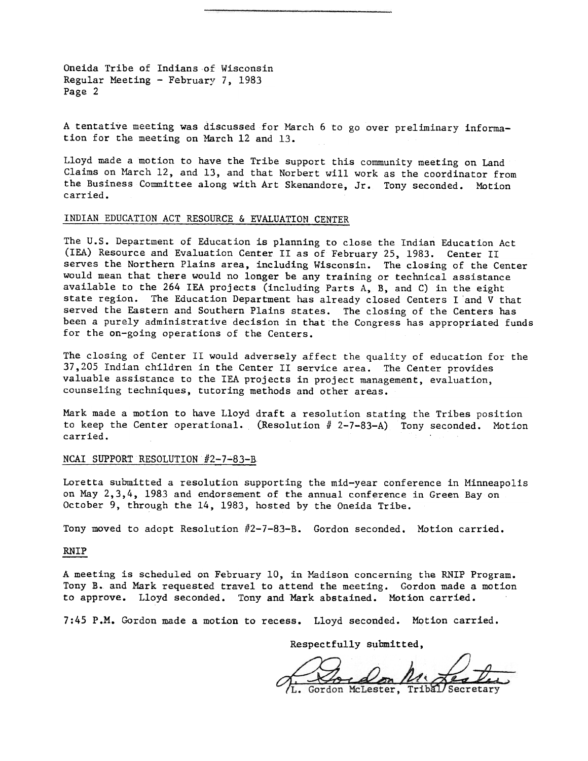Oneida Tribe of Indians of Wisconsin
Regular Meeting - February 7, 1983
Page 2

A tentative meeting was discussed for March 6 to go over preliminary information for the meeting on March 12 and 13.

Lloyd made a motion to have the Tribe support this community meeting on Land Claims on March 12, and 13, and that Norbert will work as the coordinator from the Business Committee along with Art Skenandore, Jr. Tony seconded. Motion carried.

## INDIAN EDUCATION ACT RESOURCE & EVALUATION CENTER

The U.S. Department of Education is planning to close the Indian Education Act (IEA) Resource and Evaluation Center II as of February 25, 1983. Center II serves the Northern Plains area, including Wisconsin. The closing of the Center would mean that there would no longer be any training or technical assistance available to the 264 IEA projects (including Parts A, B, and C) in the eight state region. The Education Department has already closed Centers I and V that served the Eastern and Southern Plains states. The closing of the Centers has been a purely administrative decision in that the Congress has appropriated funds for the on-going operations of the Centers.

The closing of Center II would adversely affect the quality of education for the 37,205 Indian children in the Center II service area. The Center provides valuable assistance to the IEA projects in project management, evaluation, counseling techniques, tutoring methods and other areas.

Mark made a motion to have Lloyd draft a resolution stating the Tribes position to keep the Center operational. (Resolution # 2-7-83-A) Tony seconded. Motion carried.

## NCAI SUPPORT RESOLUTION #2-7-83-B

Loretta submitted a resolution supporting the mid-year conference in Minneapolis on May 2,3,4, 1983 and endorsement of the annual conference in Green Bay on October 9, through the 14, 1983, hosted by the Oneida Tribe.

Tony moved to adopt Resolution #2-7-83-B. Gordon seconded. Motion carried.

## RNIP

A meeting is scheduled on February 10, in Madison concerning the RNIP Program. Tony B. and Mark requested travel to attend the meeting. Gordon made a motion to approve. Lloyd seconded. Tony and Mark abstained. Motion carried.

7:45 P.M. Gordon made a motion to recess. Lloyd seconded. Motion carried.

Respectfully submitted,

L. Gordon McLester, Tribal Secretary